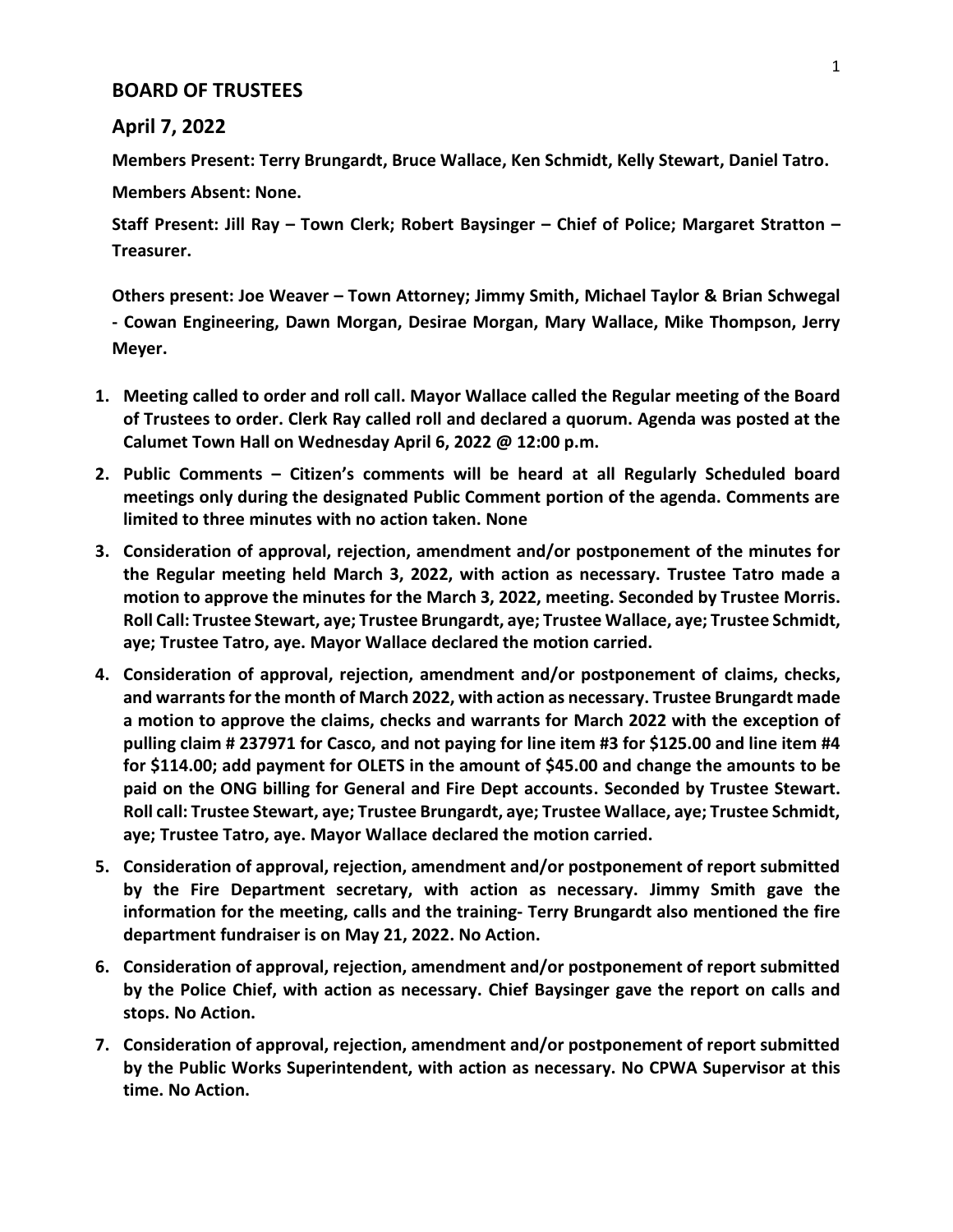## BOARD OF TRUSTEES

## April 7, 2022

**Members Present: Terry Brungardt, Bruce Wallace, Ken Schmidt, Kelly Stewart, Daniel Tatro.**

**Members Absent: None.**

**Staff Present: Jill Ray – Town Clerk; Robert Baysinger – Chief of Police; Margaret Stratton – Treasurer.**

**Others present: Joe Weaver – Town Attorney; Jimmy Smith, Michael Taylor & Brian Schwegal - Cowan Engineering, Dawn Morgan, Desirae Morgan, Mary Wallace, Mike Thompson, Jerry Meyer.**

1. **Meeting called to order and roll call. Mayor Wallace called the Regular meeting of the Board of Trustees to order. Clerk Ray called roll and declared a quorum. Agenda was posted at the Calumet Town Hall on Wednesday April 6, 2022 @ 12:00 p.m.**
2. **Public Comments – Citizen's comments will be heard at all Regularly Scheduled board meetings only during the designated Public Comment portion of the agenda. Comments are limited to three minutes with no action taken. None**
3. **Consideration of approval, rejection, amendment and/or postponement of the minutes for the Regular meeting held March 3, 2022, with action as necessary. Trustee Tatro made a motion to approve the minutes for the March 3, 2022, meeting. Seconded by Trustee Morris. Roll Call: Trustee Stewart, aye; Trustee Brungardt, aye; Trustee Wallace, aye; Trustee Schmidt, aye; Trustee Tatro, aye. Mayor Wallace declared the motion carried.**
4. **Consideration of approval, rejection, amendment and/or postponement of claims, checks, and warrants for the month of March 2022, with action as necessary. Trustee Brungardt made a motion to approve the claims, checks and warrants for March 2022 with the exception of pulling claim # 237971 for Casco, and not paying for line item #3 for $125.00 and line item #4 for $114.00; add payment for OLETS in the amount of $45.00 and change the amounts to be paid on the ONG billing for General and Fire Dept accounts. Seconded by Trustee Stewart. Roll call: Trustee Stewart, aye; Trustee Brungardt, aye; Trustee Wallace, aye; Trustee Schmidt, aye; Trustee Tatro, aye. Mayor Wallace declared the motion carried.**
5. **Consideration of approval, rejection, amendment and/or postponement of report submitted by the Fire Department secretary, with action as necessary. Jimmy Smith gave the information for the meeting, calls and the training- Terry Brungardt also mentioned the fire department fundraiser is on May 21, 2022. No Action.**
6. **Consideration of approval, rejection, amendment and/or postponement of report submitted by the Police Chief, with action as necessary. Chief Baysinger gave the report on calls and stops. No Action.**
7. **Consideration of approval, rejection, amendment and/or postponement of report submitted by the Public Works Superintendent, with action as necessary. No CPWA Supervisor at this time. No Action.**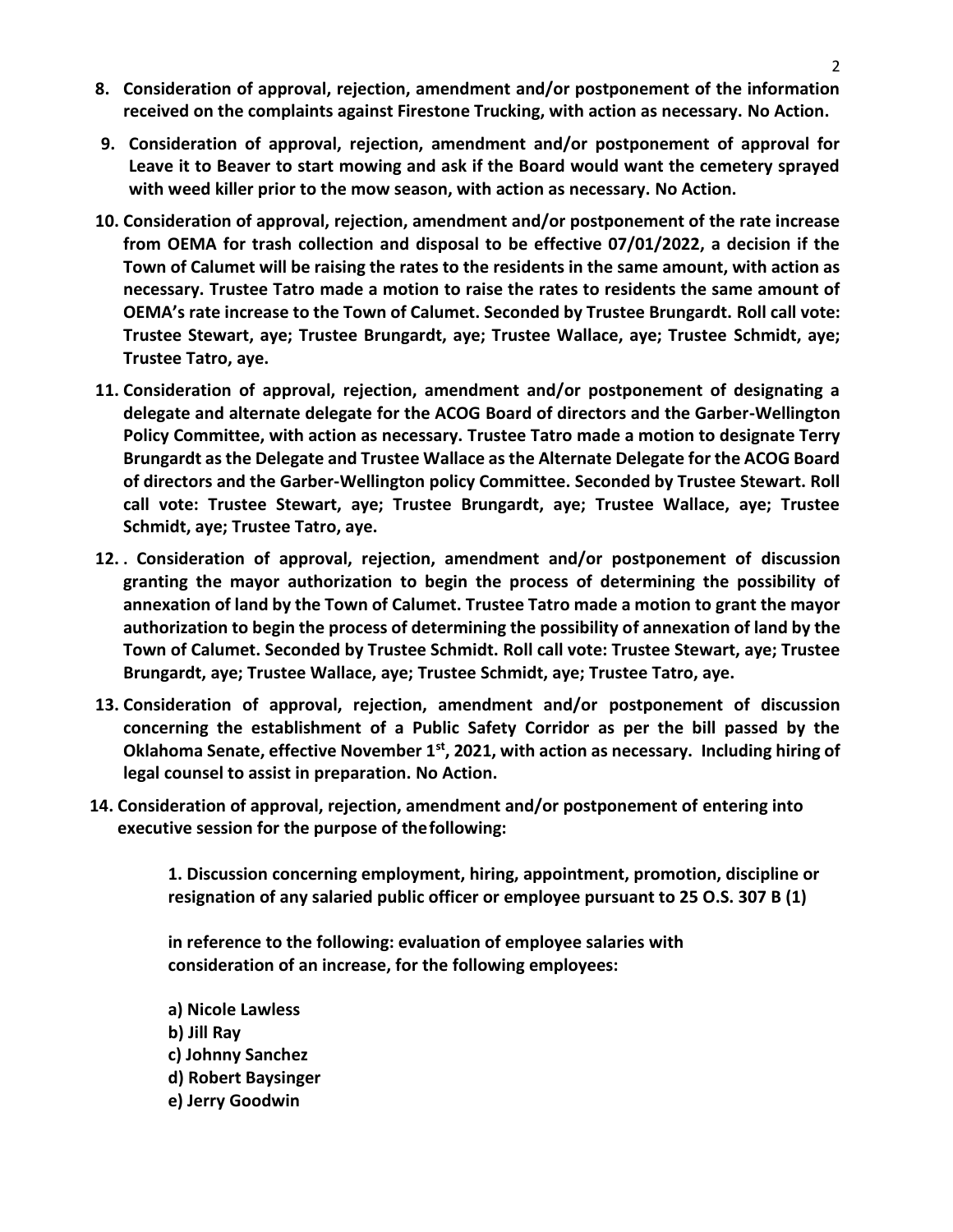**8. Consideration of approval, rejection, amendment and/or postponement of the information received on the complaints against Firestone Trucking, with action as necessary. No Action.**

**9. Consideration of approval, rejection, amendment and/or postponement of approval for Leave it to Beaver to start mowing and ask if the Board would want the cemetery sprayed with weed killer prior to the mow season, with action as necessary. No Action.**

**10. Consideration of approval, rejection, amendment and/or postponement of the rate increase from OEMA for trash collection and disposal to be effective 07/01/2022, a decision if the Town of Calumet will be raising the rates to the residents in the same amount, with action as necessary. Trustee Tatro made a motion to raise the rates to residents the same amount of OEMA's rate increase to the Town of Calumet. Seconded by Trustee Brungardt. Roll call vote: Trustee Stewart, aye; Trustee Brungardt, aye; Trustee Wallace, aye; Trustee Schmidt, aye; Trustee Tatro, aye.**

**11. Consideration of approval, rejection, amendment and/or postponement of designating a delegate and alternate delegate for the ACOG Board of directors and the Garber-Wellington Policy Committee, with action as necessary. Trustee Tatro made a motion to designate Terry Brungardt as the Delegate and Trustee Wallace as the Alternate Delegate for the ACOG Board of directors and the Garber-Wellington policy Committee. Seconded by Trustee Stewart. Roll call vote: Trustee Stewart, aye; Trustee Brungardt, aye; Trustee Wallace, aye; Trustee Schmidt, aye; Trustee Tatro, aye.**

**12. . Consideration of approval, rejection, amendment and/or postponement of discussion granting the mayor authorization to begin the process of determining the possibility of annexation of land by the Town of Calumet. Trustee Tatro made a motion to grant the mayor authorization to begin the process of determining the possibility of annexation of land by the Town of Calumet. Seconded by Trustee Schmidt. Roll call vote: Trustee Stewart, aye; Trustee Brungardt, aye; Trustee Wallace, aye; Trustee Schmidt, aye; Trustee Tatro, aye.**

**13. Consideration of approval, rejection, amendment and/or postponement of discussion concerning the establishment of a Public Safety Corridor as per the bill passed by the Oklahoma Senate, effective November 1st, 2021, with action as necessary. Including hiring of legal counsel to assist in preparation. No Action.**

**14. Consideration of approval, rejection, amendment and/or postponement of entering into executive session for the purpose of the following:**

> **1. Discussion concerning employment, hiring, appointment, promotion, discipline or resignation of any salaried public officer or employee pursuant to 25 O.S. 307 B (1)**
>
> **in reference to the following: evaluation of employee salaries with consideration of an increase, for the following employees:**
>
> **a) Nicole Lawless**
> **b) Jill Ray**
> **c) Johnny Sanchez**
> **d) Robert Baysinger**
> **e) Jerry Goodwin**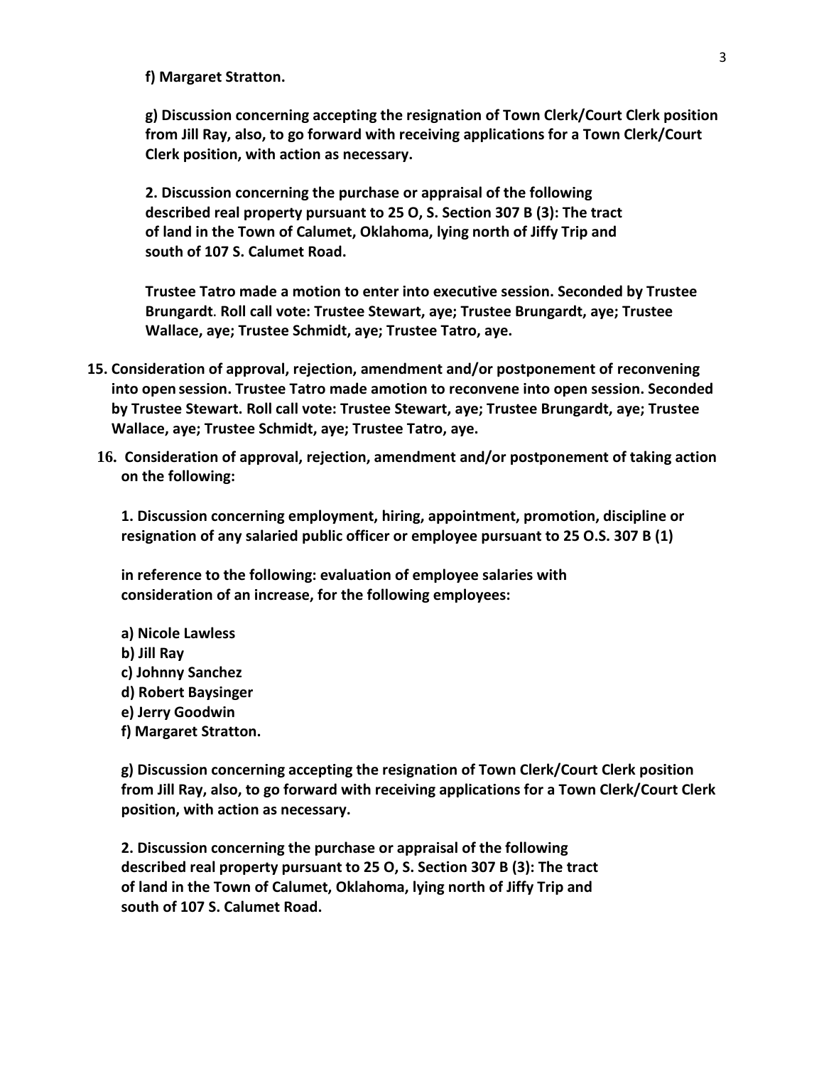**f) Margaret Stratton.**

**g) Discussion concerning accepting the resignation of Town Clerk/Court Clerk position from Jill Ray, also, to go forward with receiving applications for a Town Clerk/Court Clerk position, with action as necessary.**

**2. Discussion concerning the purchase or appraisal of the following described real property pursuant to 25 O, S. Section 307 B (3): The tract of land in the Town of Calumet, Oklahoma, lying north of Jiffy Trip and south of 107 S. Calumet Road.**

**Trustee Tatro made a motion to enter into executive session. Seconded by Trustee Brungardt. Roll call vote: Trustee Stewart, aye; Trustee Brungardt, aye; Trustee Wallace, aye; Trustee Schmidt, aye; Trustee Tatro, aye.**

**15. Consideration of approval, rejection, amendment and/or postponement of reconvening into open session. Trustee Tatro made amotion to reconvene into open session. Seconded by Trustee Stewart. Roll call vote: Trustee Stewart, aye; Trustee Brungardt, aye; Trustee Wallace, aye; Trustee Schmidt, aye; Trustee Tatro, aye.**

**16. Consideration of approval, rejection, amendment and/or postponement of taking action on the following:**

**1. Discussion concerning employment, hiring, appointment, promotion, discipline or resignation of any salaried public officer or employee pursuant to 25 O.S. 307 B (1)**

**in reference to the following: evaluation of employee salaries with consideration of an increase, for the following employees:**

**a) Nicole Lawless**
**b) Jill Ray**
**c) Johnny Sanchez**
**d) Robert Baysinger**
**e) Jerry Goodwin**
**f) Margaret Stratton.**

**g) Discussion concerning accepting the resignation of Town Clerk/Court Clerk position from Jill Ray, also, to go forward with receiving applications for a Town Clerk/Court Clerk position, with action as necessary.**

**2. Discussion concerning the purchase or appraisal of the following described real property pursuant to 25 O, S. Section 307 B (3): The tract of land in the Town of Calumet, Oklahoma, lying north of Jiffy Trip and south of 107 S. Calumet Road.**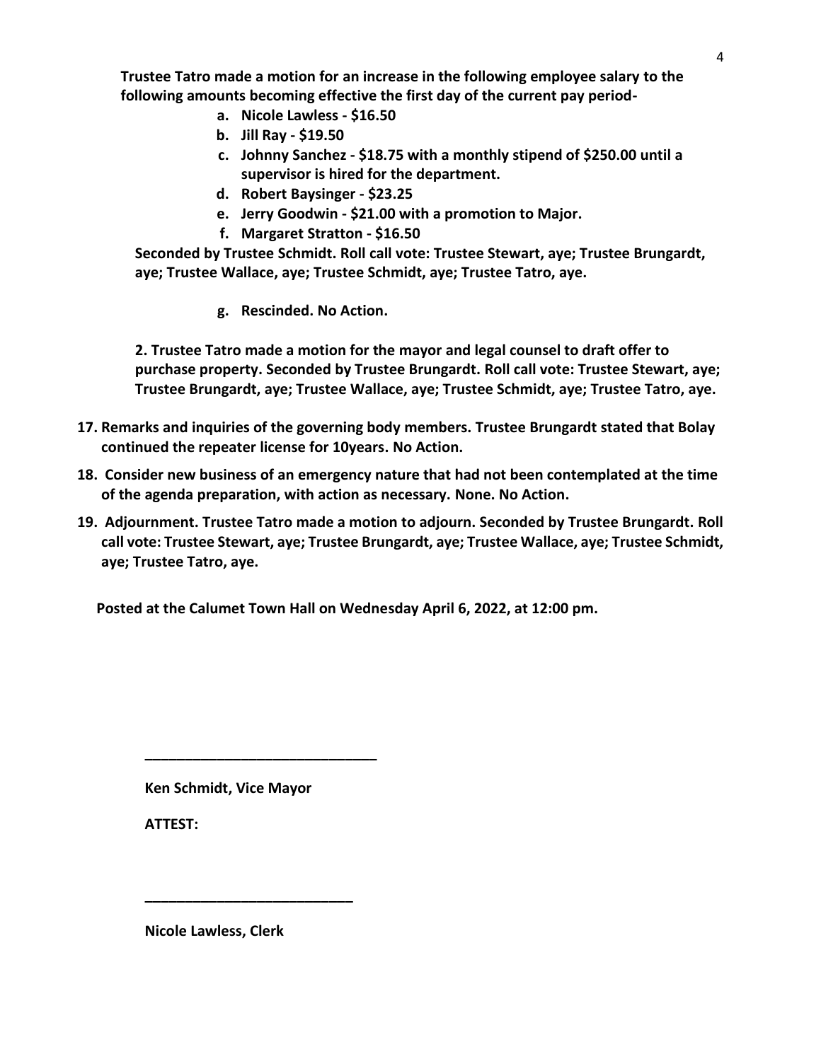**Trustee Tatro made a motion for an increase in the following employee salary to the following amounts becoming effective the first day of the current pay period-**

a. **Nicole Lawless - $16.50**
b. **Jill Ray - $19.50**
c. **Johnny Sanchez - $18.75 with a monthly stipend of $250.00 until a supervisor is hired for the department.**
d. **Robert Baysinger - $23.25**
e. **Jerry Goodwin - $21.00 with a promotion to Major.**
f. **Margaret Stratton - $16.50**

**Seconded by Trustee Schmidt. Roll call vote: Trustee Stewart, aye; Trustee Brungardt, aye; Trustee Wallace, aye; Trustee Schmidt, aye; Trustee Tatro, aye.**

g. **Rescinded. No Action.**

**2. Trustee Tatro made a motion for the mayor and legal counsel to draft offer to purchase property. Seconded by Trustee Brungardt. Roll call vote: Trustee Stewart, aye; Trustee Brungardt, aye; Trustee Wallace, aye; Trustee Schmidt, aye; Trustee Tatro, aye.**

17. **Remarks and inquiries of the governing body members. Trustee Brungardt stated that Bolay continued the repeater license for 10years. No Action.**
18. **Consider new business of an emergency nature that had not been contemplated at the time of the agenda preparation, with action as necessary. None. No Action.**
19. **Adjournment. Trustee Tatro made a motion to adjourn. Seconded by Trustee Brungardt. Roll call vote: Trustee Stewart, aye; Trustee Brungardt, aye; Trustee Wallace, aye; Trustee Schmidt, aye; Trustee Tatro, aye.**

**Posted at the Calumet Town Hall on Wednesday April 6, 2022, at 12:00 pm.**

______________________________

**Ken Schmidt, Vice Mayor**

**ATTEST:**

___________________________

**Nicole Lawless, Clerk**